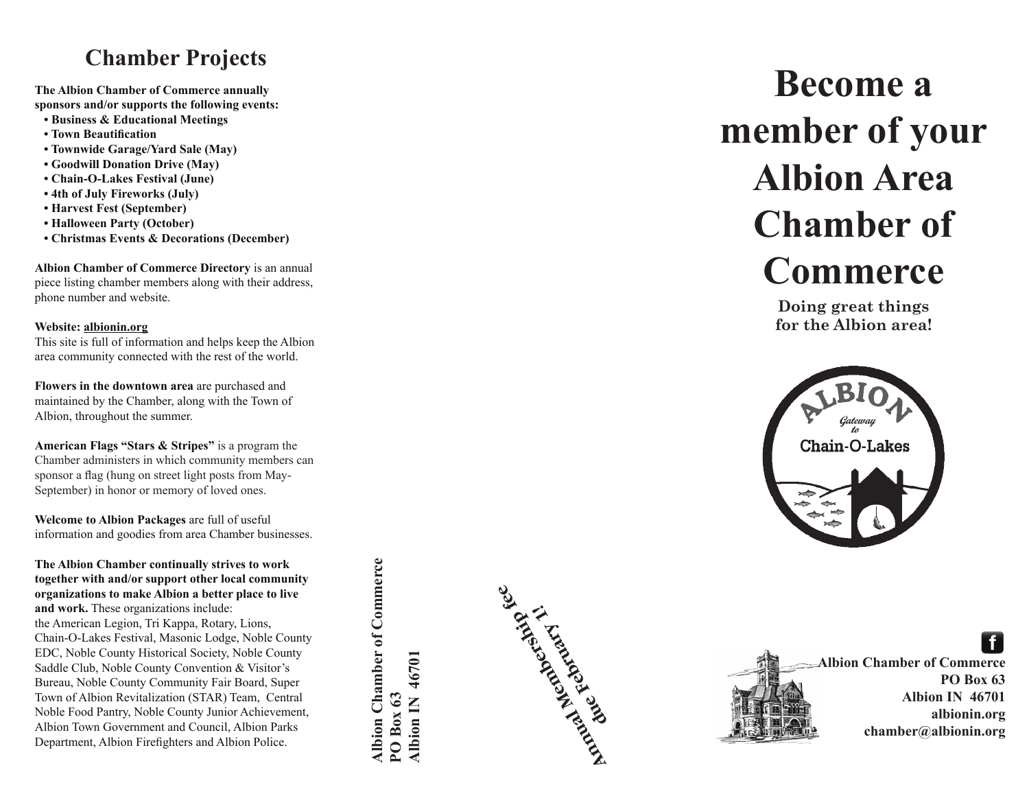## Chamber Projects

**The Albion Chamber of Commerce annually sponsors and/or supports the following events:**

- **Business & Educational Meetings**
- **Town Beautification**
- **Townwide Garage/Yard Sale (May)**
- **Goodwill Donation Drive (May)**
- **Chain-O-Lakes Festival (June)**
- **4th of July Fireworks (July)**
- **Harvest Fest (September)**
- **Halloween Party (October)**
- **Christmas Events & Decorations (December)**

**Albion Chamber of Commerce Directory** is an annual piece listing chamber members along with their address, phone number and website.

**Website: albionin.org**
This site is full of information and helps keep the Albion area community connected with the rest of the world.

**Flowers in the downtown area** are purchased and maintained by the Chamber, along with the Town of Albion, throughout the summer.

**American Flags "Stars & Stripes"** is a program the Chamber administers in which community members can sponsor a flag (hung on street light posts from May-September) in honor or memory of loved ones.

**Welcome to Albion Packages** are full of useful information and goodies from area Chamber businesses.

**The Albion Chamber continually strives to work together with and/or support other local community organizations to make Albion a better place to live and work.** These organizations include: the American Legion, Tri Kappa, Rotary, Lions, Chain-O-Lakes Festival, Masonic Lodge, Noble County EDC, Noble County Historical Society, Noble County Saddle Club, Noble County Convention & Visitor's Bureau, Noble County Community Fair Board, Super Town of Albion Revitalization (STAR) Team, Central Noble Food Pantry, Noble County Junior Achievement, Albion Town Government and Council, Albion Parks Department, Albion Firefighters and Albion Police.

**Albion Chamber of Commerce**
**PO Box 63**
**Albion IN 46701**

**Annual Membership fee due February 1!**

# Become a member of your Albion Area Chamber of Commerce

**Doing great things for the Albion area!**

ALBION
Gateway to
Chain-O-Lakes

**Albion Chamber of Commerce**
**PO Box 63**
**Albion IN 46701**
**albionin.org**
**chamber@albionin.org**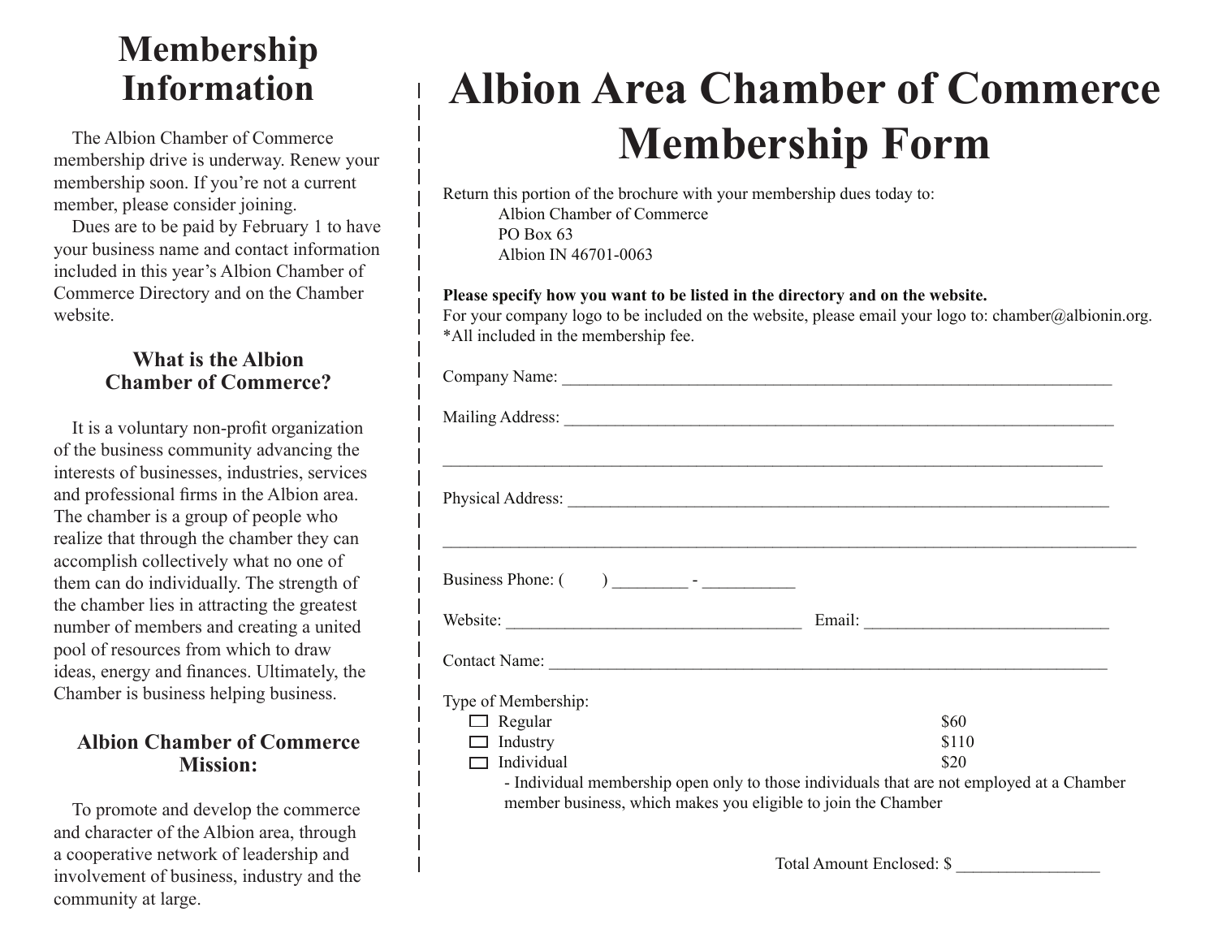# Membership Information

The Albion Chamber of Commerce membership drive is underway. Renew your membership soon. If you're not a current member, please consider joining.

Dues are to be paid by February 1 to have your business name and contact information included in this year's Albion Chamber of Commerce Directory and on the Chamber website.

### What is the Albion Chamber of Commerce?

It is a voluntary non-profit organization of the business community advancing the interests of businesses, industries, services and professional firms in the Albion area. The chamber is a group of people who realize that through the chamber they can accomplish collectively what no one of them can do individually. The strength of the chamber lies in attracting the greatest number of members and creating a united pool of resources from which to draw ideas, energy and finances. Ultimately, the Chamber is business helping business.

### Albion Chamber of Commerce Mission:

To promote and develop the commerce and character of the Albion area, through a cooperative network of leadership and involvement of business, industry and the community at large.

# Albion Area Chamber of Commerce Membership Form

Return this portion of the brochure with your membership dues today to:

Albion Chamber of Commerce
PO Box 63
Albion IN 46701-0063

**Please specify how you want to be listed in the directory and on the website.**
For your company logo to be included on the website, please email your logo to: chamber@albionin.org.
*All included in the membership fee.

Company Name: ____________________________________________________________________

Mailing Address: ____________________________________________________________________

_________________________________________________________________________________

Physical Address: ___________________________________________________________________

_________________________________________________________________________________

Business Phone: (        ) _________ - ___________

Website: ___________________________________   Email: _____________________________

Contact Name: ______________________________________________________________________

Type of Membership:

- ☐ Regular $60
- ☐ Industry $110
- ☐ Individual $20
  - Individual membership open only to those individuals that are not employed at a Chamber member business, which makes you eligible to join the Chamber

Total Amount Enclosed: $ _________________